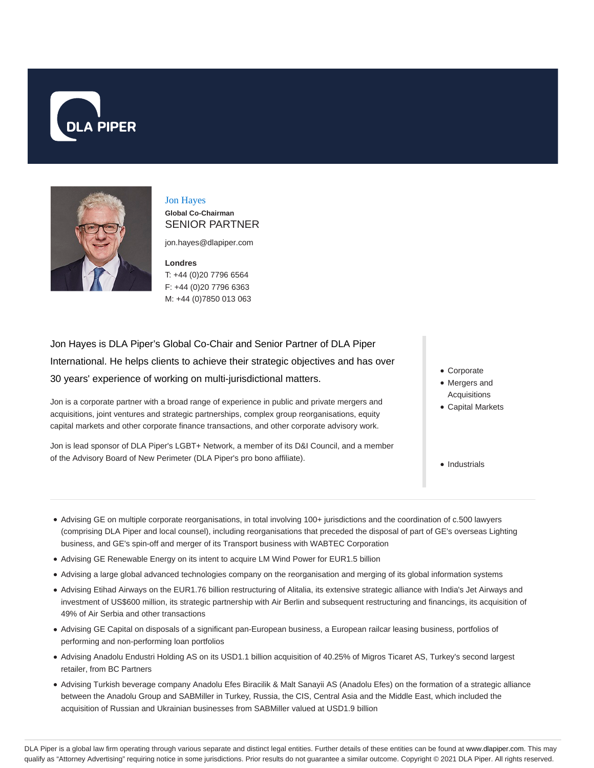# Jon Hayes

**Global Co-Chairman**

SENIOR PARTNER

jon.hayes@dlapiper.com

**Londres**

T: +44 (0)20 7796 6564

F: +44 (0)20 7796 6363

M: +44 (0)7850 013 063

Jon Hayes is DLA Piper's Global Co-Chair and Senior Partner of DLA Piper International. He helps clients to achieve their strategic objectives and has over 30 years' experience of working on multi-jurisdictional matters.

Jon is a corporate partner with a broad range of experience in public and private mergers and acquisitions, joint ventures and strategic partnerships, complex group reorganisations, equity capital markets and other corporate finance transactions, and other corporate advisory work.

Jon is lead sponsor of DLA Piper's LGBT+ Network, a member of its D&I Council, and a member of the Advisory Board of New Perimeter (DLA Piper's pro bono affiliate).

- Corporate
- Mergers and Acquisitions
- Capital Markets

- Industrials

- Advising GE on multiple corporate reorganisations, in total involving 100+ jurisdictions and the coordination of c.500 lawyers (comprising DLA Piper and local counsel), including reorganisations that preceded the disposal of part of GE's overseas Lighting business, and GE's spin-off and merger of its Transport business with WABTEC Corporation
- Advising GE Renewable Energy on its intent to acquire LM Wind Power for EUR1.5 billion
- Advising a large global advanced technologies company on the reorganisation and merging of its global information systems
- Advising Etihad Airways on the EUR1.76 billion restructuring of Alitalia, its extensive strategic alliance with India's Jet Airways and investment of US$600 million, its strategic partnership with Air Berlin and subsequent restructuring and financings, its acquisition of 49% of Air Serbia and other transactions
- Advising GE Capital on disposals of a significant pan-European business, a European railcar leasing business, portfolios of performing and non-performing loan portfolios
- Advising Anadolu Endustri Holding AS on its USD1.1 billion acquisition of 40.25% of Migros Ticaret AS, Turkey's second largest retailer, from BC Partners
- Advising Turkish beverage company Anadolu Efes Biracilik & Malt Sanayii AS (Anadolu Efes) on the formation of a strategic alliance between the Anadolu Group and SABMiller in Turkey, Russia, the CIS, Central Asia and the Middle East, which included the acquisition of Russian and Ukrainian businesses from SABMiller valued at USD1.9 billion

DLA Piper is a global law firm operating through various separate and distinct legal entities. Further details of these entities can be found at www.dlapiper.com. This may qualify as "Attorney Advertising" requiring notice in some jurisdictions. Prior results do not guarantee a similar outcome. Copyright © 2021 DLA Piper. All rights reserved.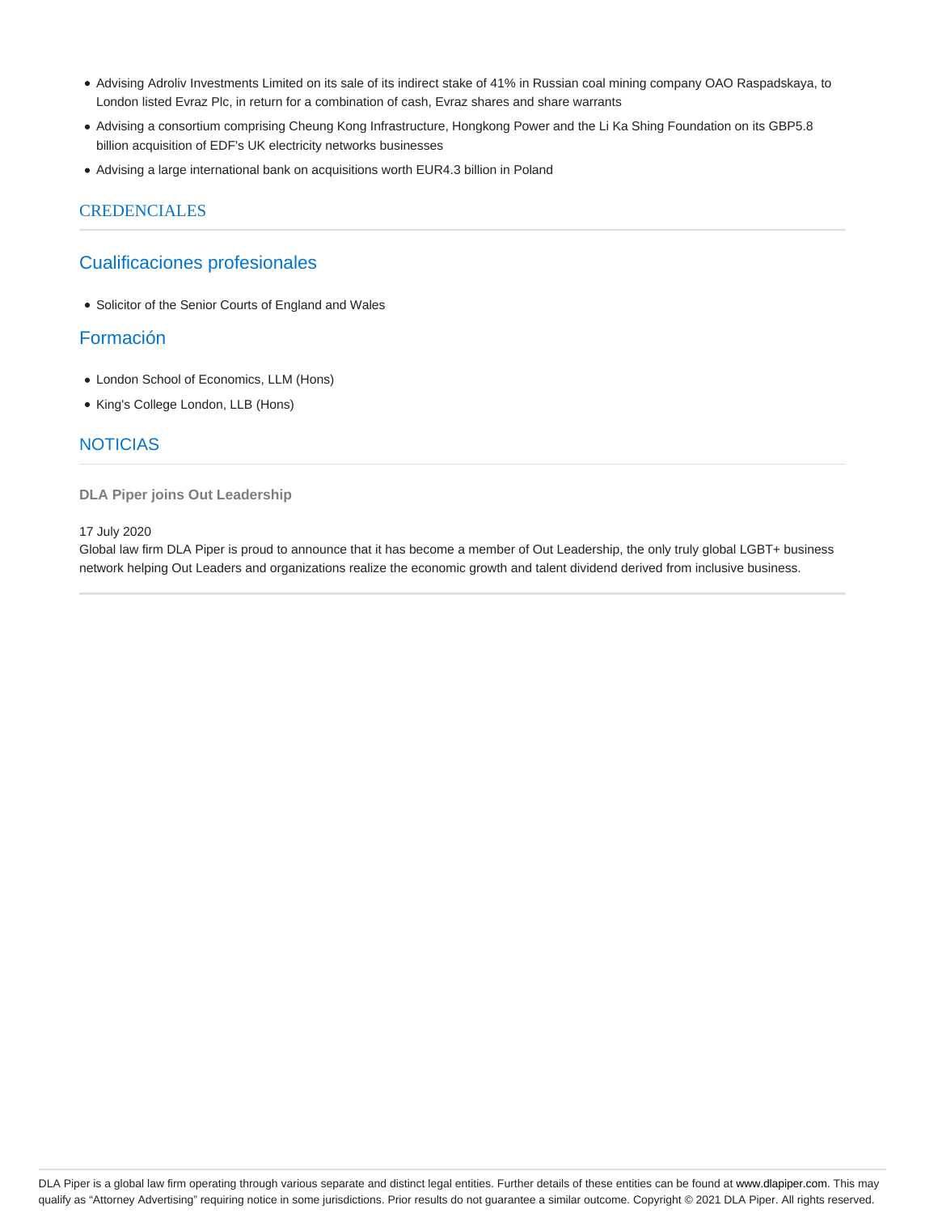- Advising Adroliv Investments Limited on its sale of its indirect stake of 41% in Russian coal mining company OAO Raspadskaya, to London listed Evraz Plc, in return for a combination of cash, Evraz shares and share warrants
- Advising a consortium comprising Cheung Kong Infrastructure, Hongkong Power and the Li Ka Shing Foundation on its GBP5.8 billion acquisition of EDF's UK electricity networks businesses
- Advising a large international bank on acquisitions worth EUR4.3 billion in Poland

## CREDENCIALES

### Cualificaciones profesionales

- Solicitor of the Senior Courts of England and Wales

### Formación

- London School of Economics, LLM (Hons)
- King's College London, LLB (Hons)

## NOTICIAS

**DLA Piper joins Out Leadership**

17 July 2020
Global law firm DLA Piper is proud to announce that it has become a member of Out Leadership, the only truly global LGBT+ business network helping Out Leaders and organizations realize the economic growth and talent dividend derived from inclusive business.

DLA Piper is a global law firm operating through various separate and distinct legal entities. Further details of these entities can be found at www.dlapiper.com. This may qualify as "Attorney Advertising" requiring notice in some jurisdictions. Prior results do not guarantee a similar outcome. Copyright © 2021 DLA Piper. All rights reserved.